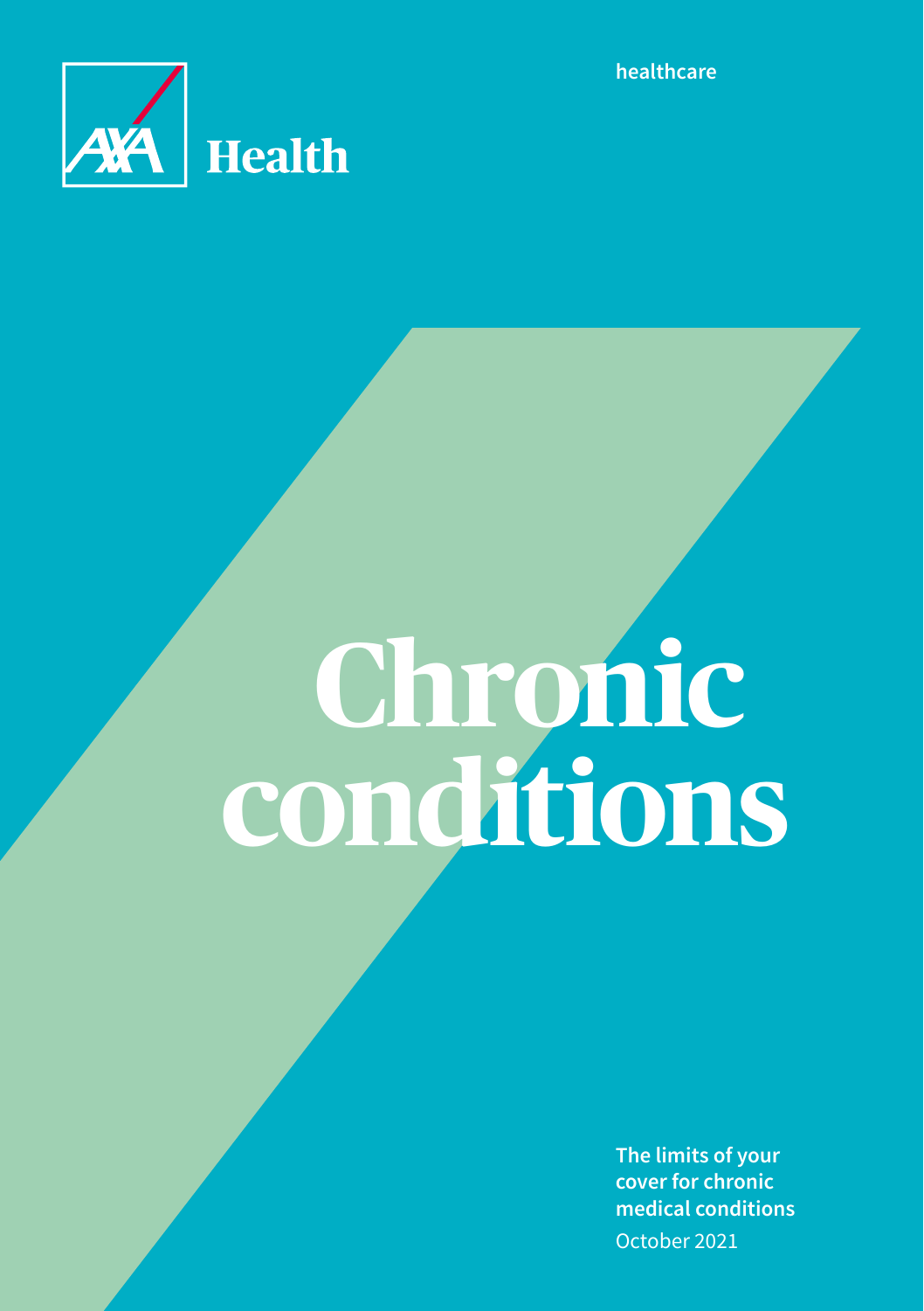AXA Health

healthcare

# Chronic conditions

**The limits of your cover for chronic medical conditions**

October 2021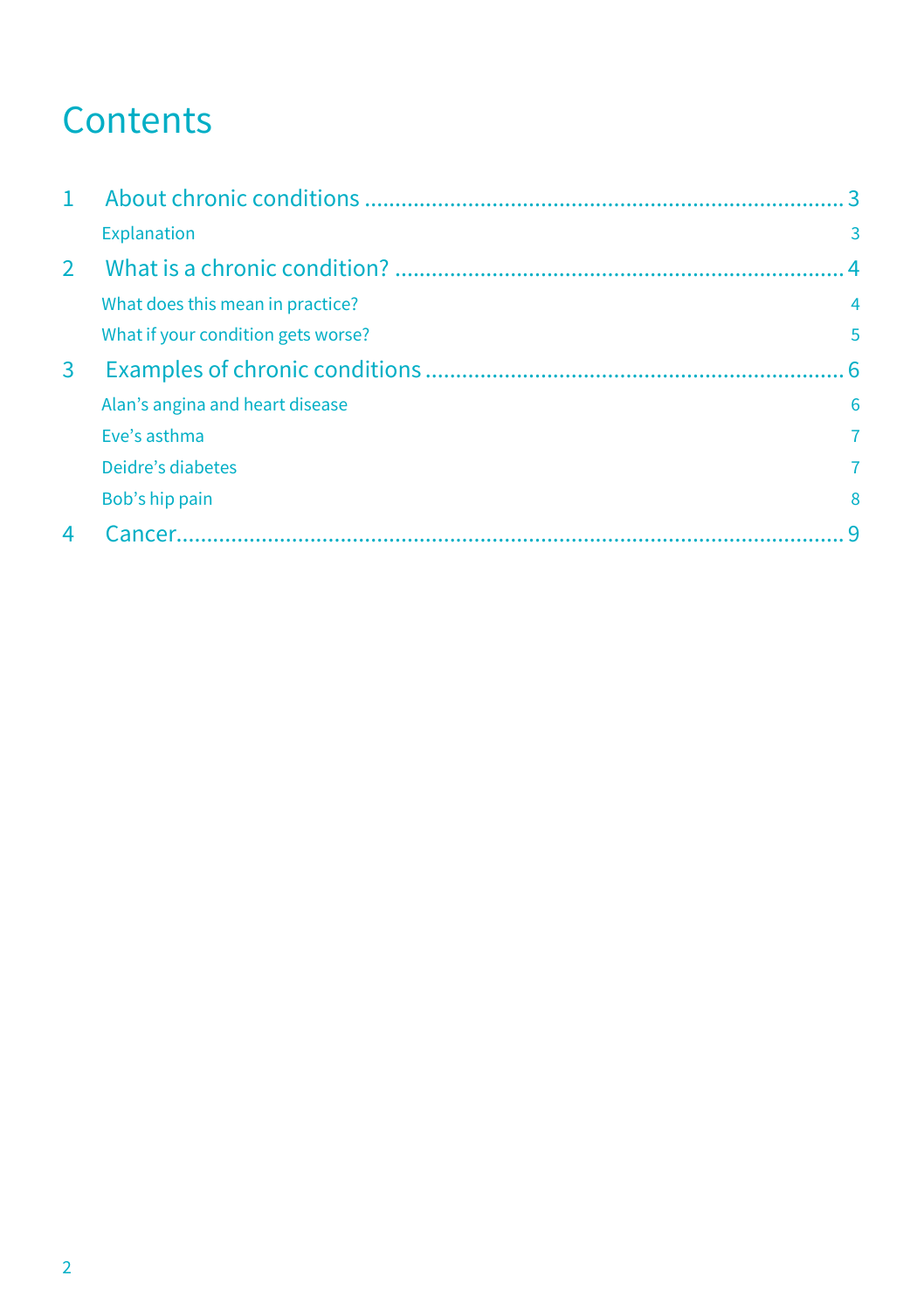# Contents

1 About chronic conditions ........................................ 3

- Explanation 3

2 What is a chronic condition? ........................................ 4

- What does this mean in practice? 4
- What if your condition gets worse? 5

3 Examples of chronic conditions ........................................ 6

- Alan's angina and heart disease 6
- Eve's asthma 7
- Deidre's diabetes 7
- Bob's hip pain 8

4 Cancer........................................ 9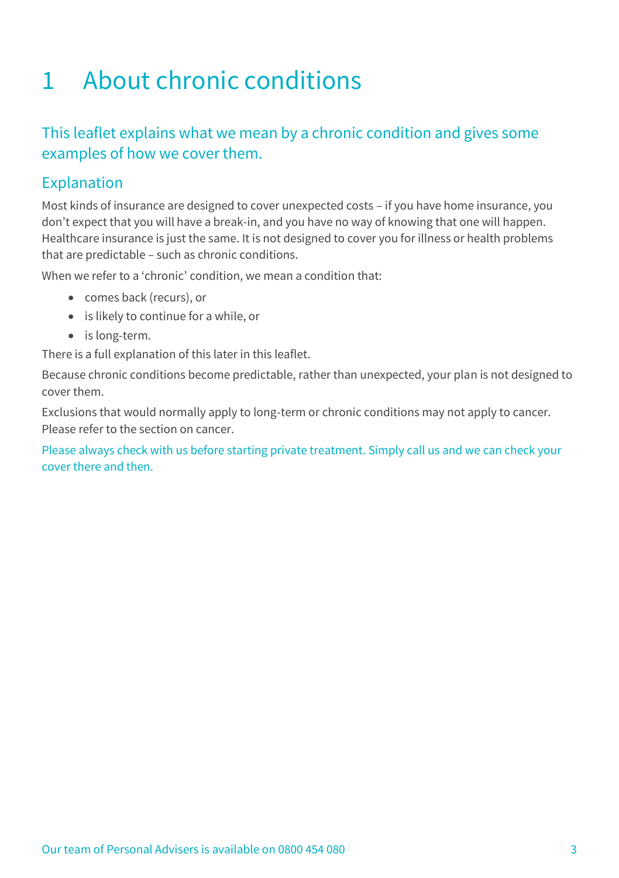# 1 About chronic conditions

## This leaflet explains what we mean by a chronic condition and gives some examples of how we cover them.

### Explanation

Most kinds of insurance are designed to cover unexpected costs – if you have home insurance, you don't expect that you will have a break-in, and you have no way of knowing that one will happen. Healthcare insurance is just the same. It is not designed to cover you for illness or health problems that are predictable – such as chronic conditions.

When we refer to a 'chronic' condition, we mean a condition that:

- comes back (recurs), or
- is likely to continue for a while, or
- is long-term.

There is a full explanation of this later in this leaflet.

Because chronic conditions become predictable, rather than unexpected, your plan is not designed to cover them.

Exclusions that would normally apply to long-term or chronic conditions may not apply to cancer. Please refer to the section on cancer.

Please always check with us before starting private treatment. Simply call us and we can check your cover there and then.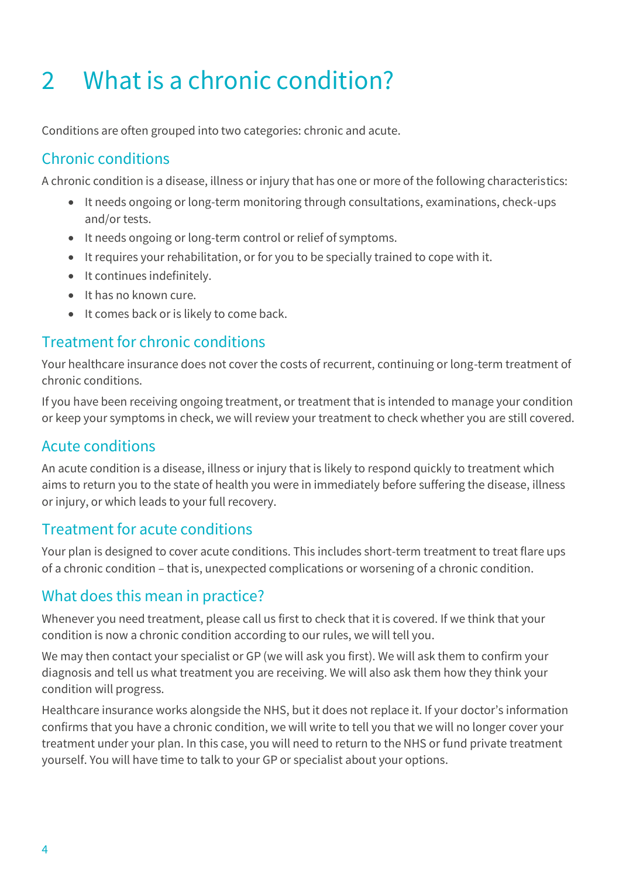# 2 What is a chronic condition?

Conditions are often grouped into two categories: chronic and acute.

## Chronic conditions

A chronic condition is a disease, illness or injury that has one or more of the following characteristics:

- It needs ongoing or long-term monitoring through consultations, examinations, check-ups and/or tests.
- It needs ongoing or long-term control or relief of symptoms.
- It requires your rehabilitation, or for you to be specially trained to cope with it.
- It continues indefinitely.
- It has no known cure.
- It comes back or is likely to come back.

## Treatment for chronic conditions

Your healthcare insurance does not cover the costs of recurrent, continuing or long-term treatment of chronic conditions.

If you have been receiving ongoing treatment, or treatment that is intended to manage your condition or keep your symptoms in check, we will review your treatment to check whether you are still covered.

## Acute conditions

An acute condition is a disease, illness or injury that is likely to respond quickly to treatment which aims to return you to the state of health you were in immediately before suffering the disease, illness or injury, or which leads to your full recovery.

## Treatment for acute conditions

Your plan is designed to cover acute conditions. This includes short-term treatment to treat flare ups of a chronic condition – that is, unexpected complications or worsening of a chronic condition.

## What does this mean in practice?

Whenever you need treatment, please call us first to check that it is covered. If we think that your condition is now a chronic condition according to our rules, we will tell you.

We may then contact your specialist or GP (we will ask you first). We will ask them to confirm your diagnosis and tell us what treatment you are receiving. We will also ask them how they think your condition will progress.

Healthcare insurance works alongside the NHS, but it does not replace it. If your doctor's information confirms that you have a chronic condition, we will write to tell you that we will no longer cover your treatment under your plan. In this case, you will need to return to the NHS or fund private treatment yourself. You will have time to talk to your GP or specialist about your options.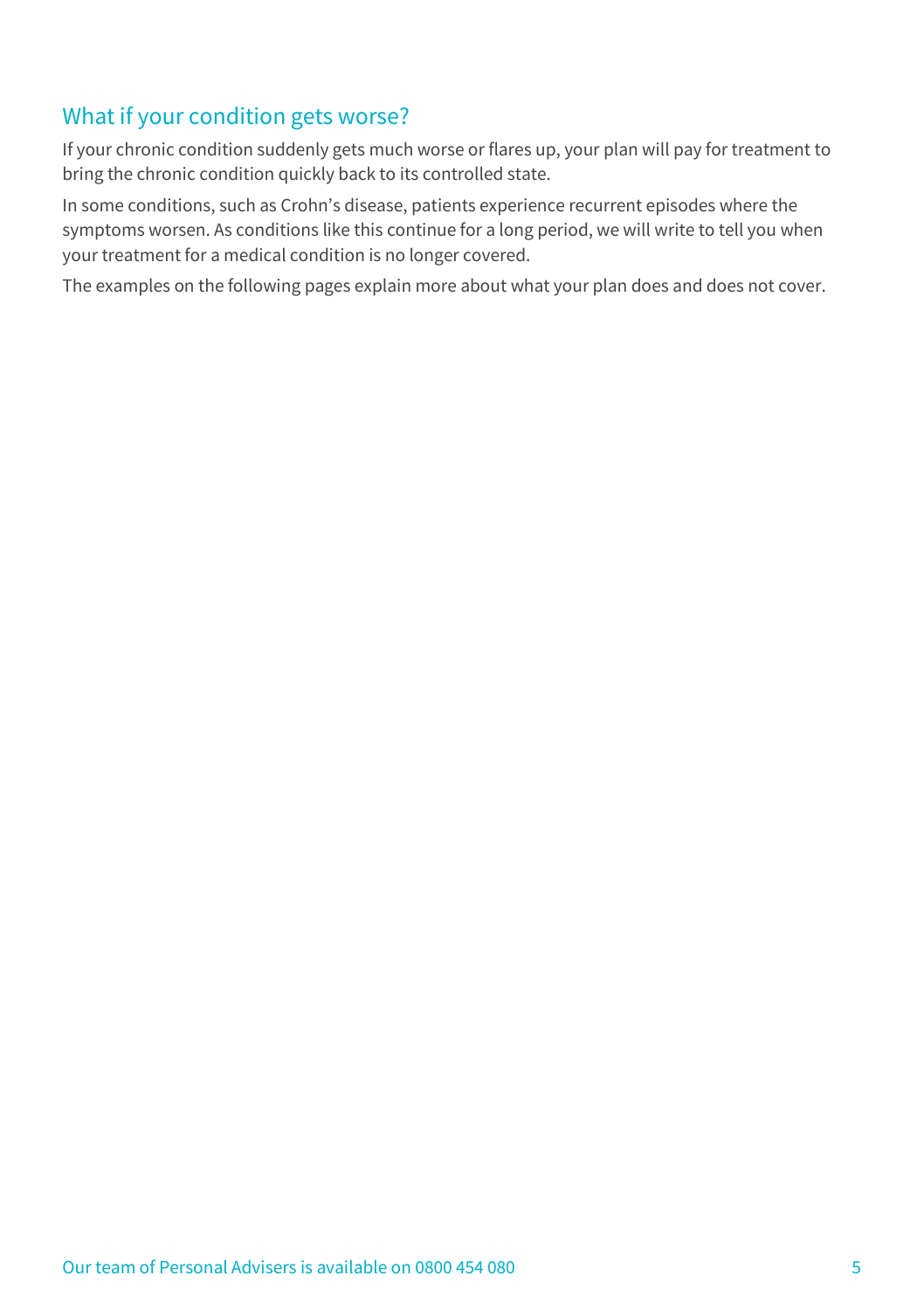## What if your condition gets worse?

If your chronic condition suddenly gets much worse or flares up, your plan will pay for treatment to bring the chronic condition quickly back to its controlled state.

In some conditions, such as Crohn's disease, patients experience recurrent episodes where the symptoms worsen. As conditions like this continue for a long period, we will write to tell you when your treatment for a medical condition is no longer covered.

The examples on the following pages explain more about what your plan does and does not cover.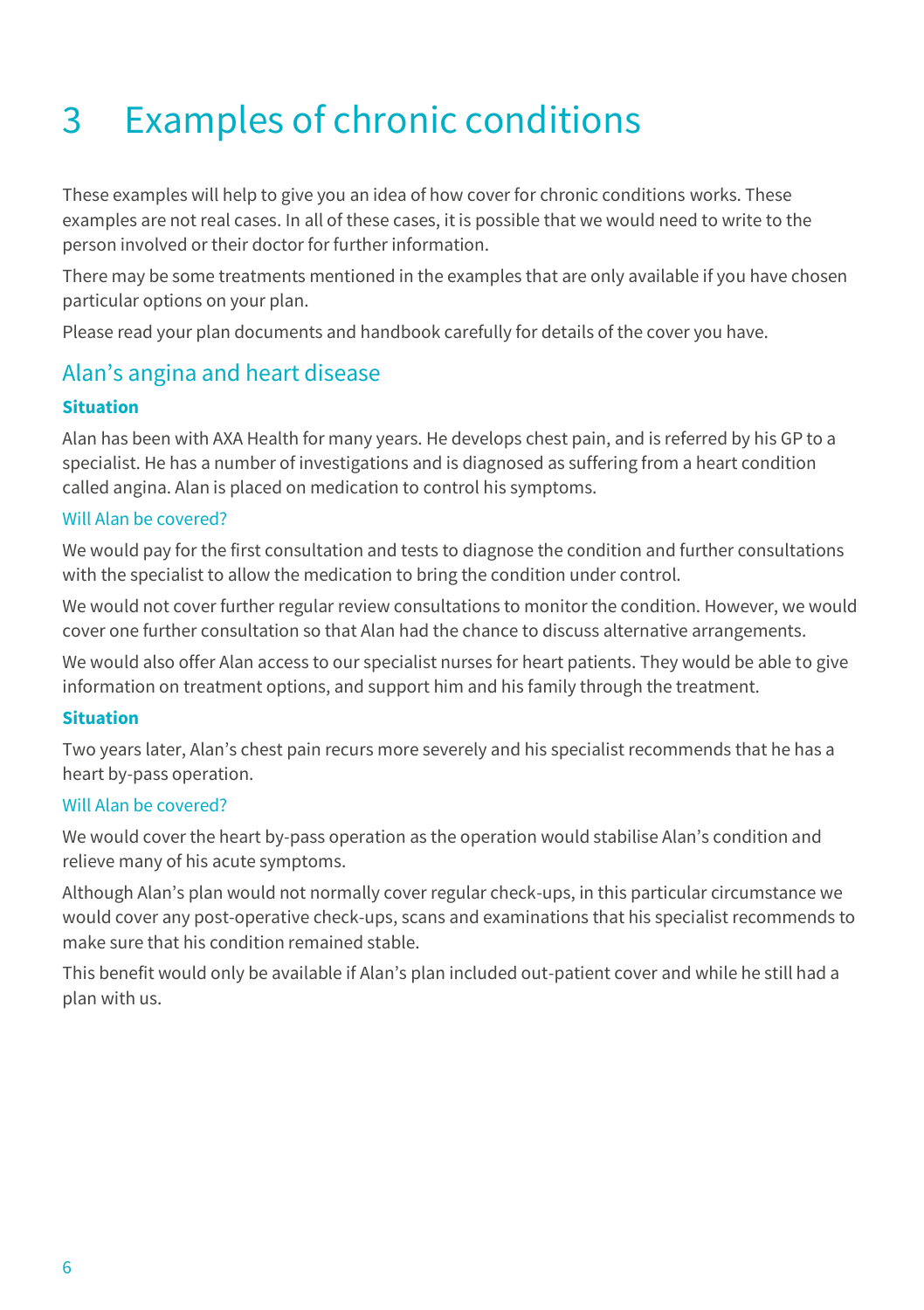# 3 Examples of chronic conditions

These examples will help to give you an idea of how cover for chronic conditions works. These examples are not real cases. In all of these cases, it is possible that we would need to write to the person involved or their doctor for further information.

There may be some treatments mentioned in the examples that are only available if you have chosen particular options on your plan.

Please read your plan documents and handbook carefully for details of the cover you have.

## Alan's angina and heart disease

**Situation**

Alan has been with AXA Health for many years. He develops chest pain, and is referred by his GP to a specialist. He has a number of investigations and is diagnosed as suffering from a heart condition called angina. Alan is placed on medication to control his symptoms.

### Will Alan be covered?

We would pay for the first consultation and tests to diagnose the condition and further consultations with the specialist to allow the medication to bring the condition under control.

We would not cover further regular review consultations to monitor the condition. However, we would cover one further consultation so that Alan had the chance to discuss alternative arrangements.

We would also offer Alan access to our specialist nurses for heart patients. They would be able to give information on treatment options, and support him and his family through the treatment.

**Situation**

Two years later, Alan's chest pain recurs more severely and his specialist recommends that he has a heart by-pass operation.

### Will Alan be covered?

We would cover the heart by-pass operation as the operation would stabilise Alan's condition and relieve many of his acute symptoms.

Although Alan's plan would not normally cover regular check-ups, in this particular circumstance we would cover any post-operative check-ups, scans and examinations that his specialist recommends to make sure that his condition remained stable.

This benefit would only be available if Alan's plan included out-patient cover and while he still had a plan with us.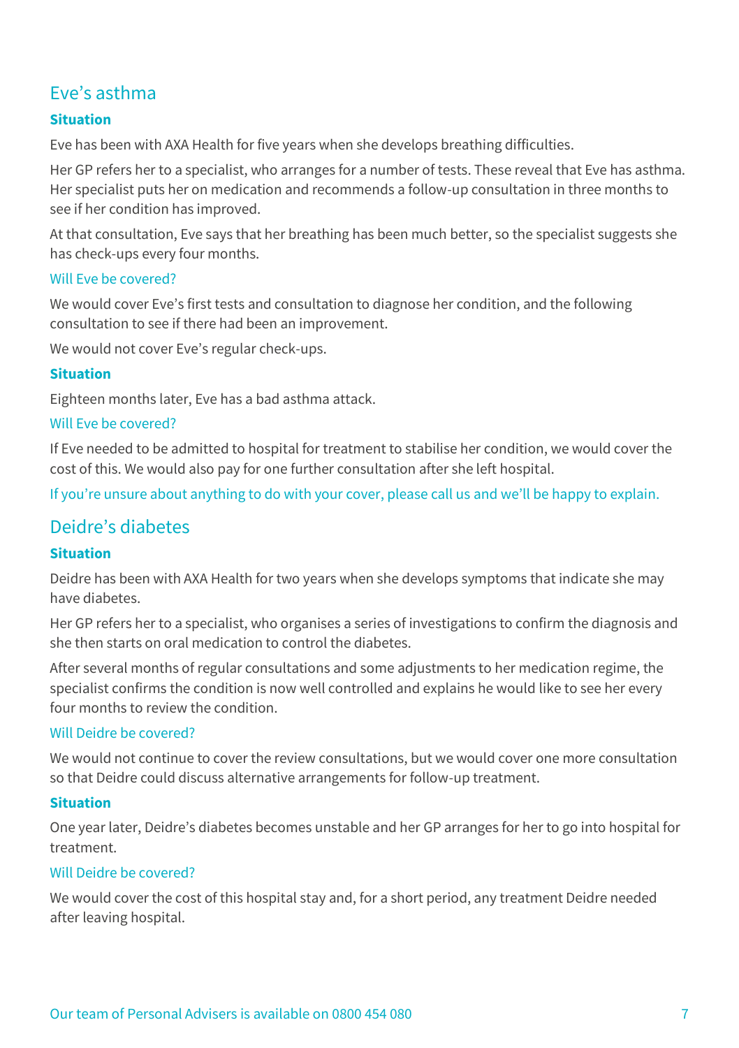## Eve's asthma

### Situation

Eve has been with AXA Health for five years when she develops breathing difficulties.

Her GP refers her to a specialist, who arranges for a number of tests. These reveal that Eve has asthma. Her specialist puts her on medication and recommends a follow-up consultation in three months to see if her condition has improved.

At that consultation, Eve says that her breathing has been much better, so the specialist suggests she has check-ups every four months.

#### Will Eve be covered?

We would cover Eve's first tests and consultation to diagnose her condition, and the following consultation to see if there had been an improvement.

We would not cover Eve's regular check-ups.

### Situation

Eighteen months later, Eve has a bad asthma attack.

#### Will Eve be covered?

If Eve needed to be admitted to hospital for treatment to stabilise her condition, we would cover the cost of this. We would also pay for one further consultation after she left hospital.

If you're unsure about anything to do with your cover, please call us and we'll be happy to explain.

## Deidre's diabetes

### Situation

Deidre has been with AXA Health for two years when she develops symptoms that indicate she may have diabetes.

Her GP refers her to a specialist, who organises a series of investigations to confirm the diagnosis and she then starts on oral medication to control the diabetes.

After several months of regular consultations and some adjustments to her medication regime, the specialist confirms the condition is now well controlled and explains he would like to see her every four months to review the condition.

#### Will Deidre be covered?

We would not continue to cover the review consultations, but we would cover one more consultation so that Deidre could discuss alternative arrangements for follow-up treatment.

### Situation

One year later, Deidre's diabetes becomes unstable and her GP arranges for her to go into hospital for treatment.

#### Will Deidre be covered?

We would cover the cost of this hospital stay and, for a short period, any treatment Deidre needed after leaving hospital.

Our team of Personal Advisers is available on 0800 454 080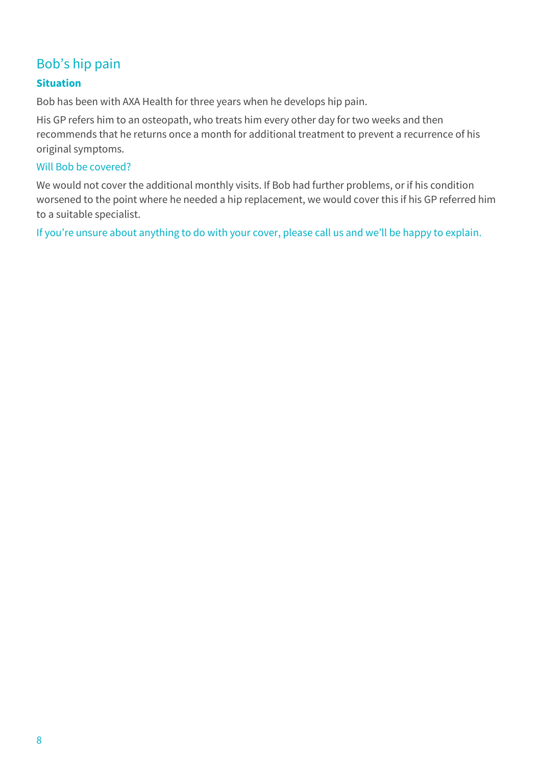## Bob's hip pain

**Situation**

Bob has been with AXA Health for three years when he develops hip pain.

His GP refers him to an osteopath, who treats him every other day for two weeks and then recommends that he returns once a month for additional treatment to prevent a recurrence of his original symptoms.

### Will Bob be covered?

We would not cover the additional monthly visits. If Bob had further problems, or if his condition worsened to the point where he needed a hip replacement, we would cover this if his GP referred him to a suitable specialist.

If you're unsure about anything to do with your cover, please call us and we'll be happy to explain.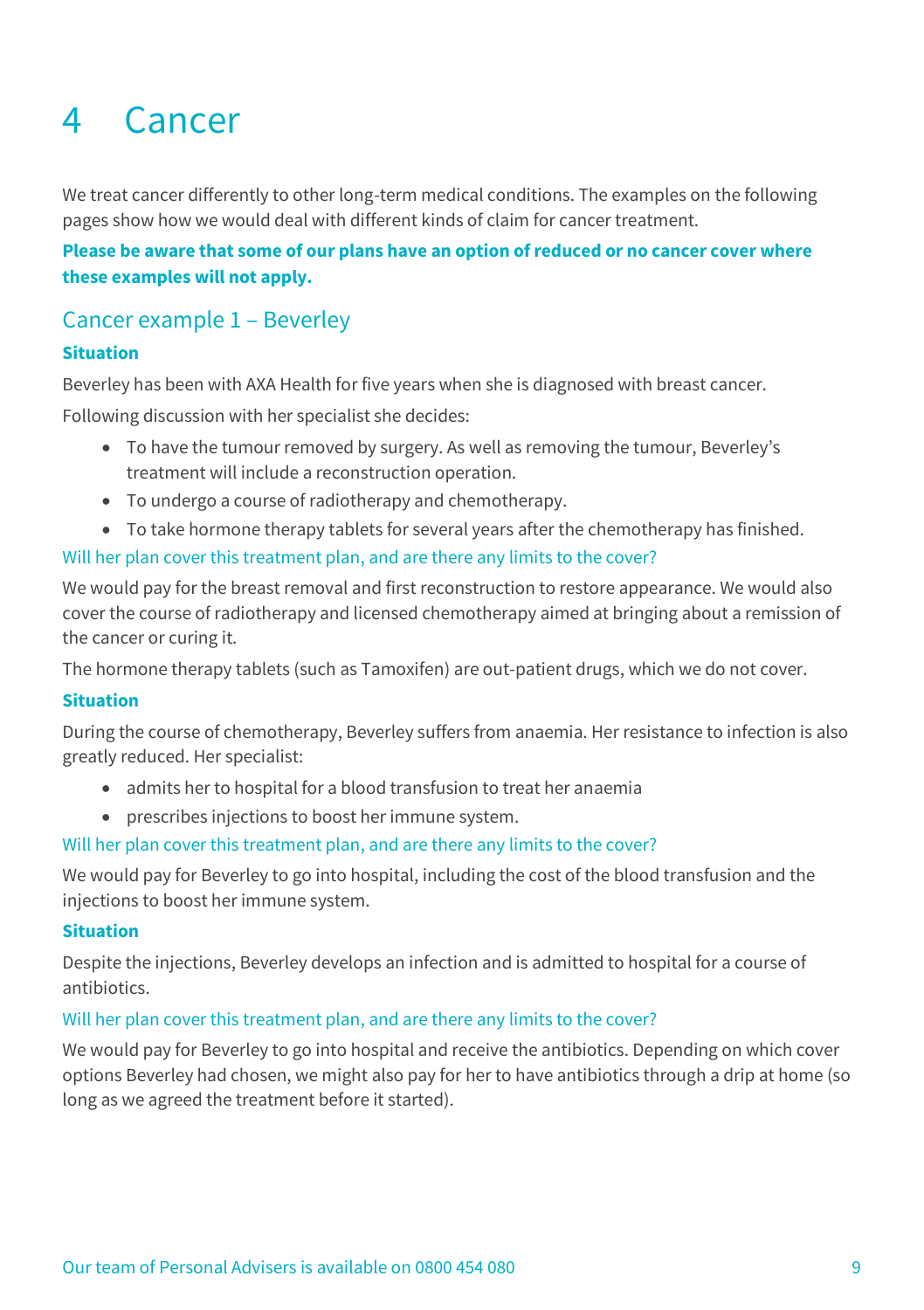# 4 Cancer

We treat cancer differently to other long-term medical conditions. The examples on the following pages show how we would deal with different kinds of claim for cancer treatment.

**Please be aware that some of our plans have an option of reduced or no cancer cover where these examples will not apply.**

## Cancer example 1 – Beverley

### Situation

Beverley has been with AXA Health for five years when she is diagnosed with breast cancer.

Following discussion with her specialist she decides:

- To have the tumour removed by surgery. As well as removing the tumour, Beverley's treatment will include a reconstruction operation.
- To undergo a course of radiotherapy and chemotherapy.
- To take hormone therapy tablets for several years after the chemotherapy has finished.

#### Will her plan cover this treatment plan, and are there any limits to the cover?

We would pay for the breast removal and first reconstruction to restore appearance. We would also cover the course of radiotherapy and licensed chemotherapy aimed at bringing about a remission of the cancer or curing it.

The hormone therapy tablets (such as Tamoxifen) are out-patient drugs, which we do not cover.

### Situation

During the course of chemotherapy, Beverley suffers from anaemia. Her resistance to infection is also greatly reduced. Her specialist:

- admits her to hospital for a blood transfusion to treat her anaemia
- prescribes injections to boost her immune system.

#### Will her plan cover this treatment plan, and are there any limits to the cover?

We would pay for Beverley to go into hospital, including the cost of the blood transfusion and the injections to boost her immune system.

### Situation

Despite the injections, Beverley develops an infection and is admitted to hospital for a course of antibiotics.

#### Will her plan cover this treatment plan, and are there any limits to the cover?

We would pay for Beverley to go into hospital and receive the antibiotics. Depending on which cover options Beverley had chosen, we might also pay for her to have antibiotics through a drip at home (so long as we agreed the treatment before it started).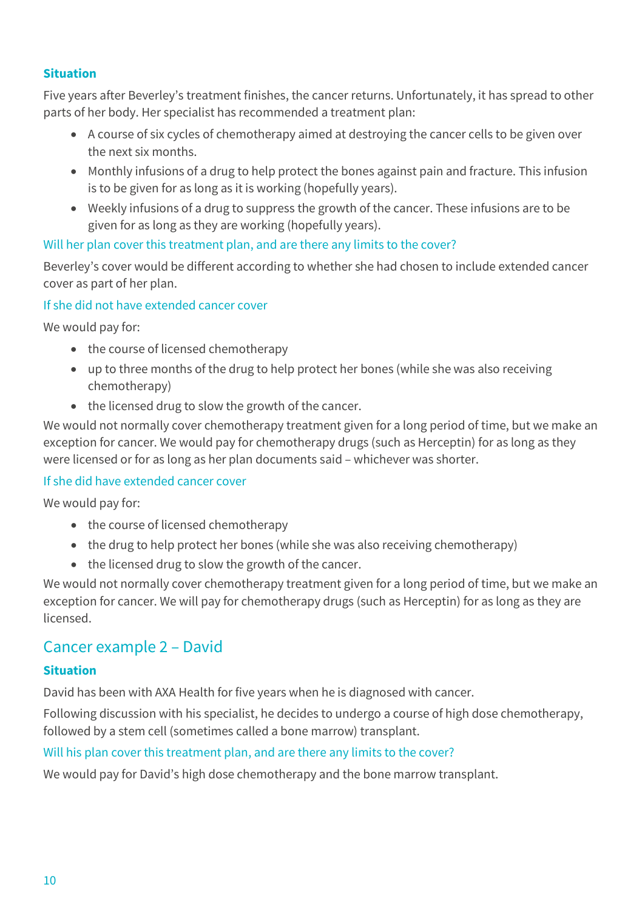#### Situation

Five years after Beverley's treatment finishes, the cancer returns. Unfortunately, it has spread to other parts of her body. Her specialist has recommended a treatment plan:

- A course of six cycles of chemotherapy aimed at destroying the cancer cells to be given over the next six months.
- Monthly infusions of a drug to help protect the bones against pain and fracture. This infusion is to be given for as long as it is working (hopefully years).
- Weekly infusions of a drug to suppress the growth of the cancer. These infusions are to be given for as long as they are working (hopefully years).

Will her plan cover this treatment plan, and are there any limits to the cover?

Beverley's cover would be different according to whether she had chosen to include extended cancer cover as part of her plan.

If she did not have extended cancer cover

We would pay for:

- the course of licensed chemotherapy
- up to three months of the drug to help protect her bones (while she was also receiving chemotherapy)
- the licensed drug to slow the growth of the cancer.

We would not normally cover chemotherapy treatment given for a long period of time, but we make an exception for cancer. We would pay for chemotherapy drugs (such as Herceptin) for as long as they were licensed or for as long as her plan documents said – whichever was shorter.

If she did have extended cancer cover

We would pay for:

- the course of licensed chemotherapy
- the drug to help protect her bones (while she was also receiving chemotherapy)
- the licensed drug to slow the growth of the cancer.

We would not normally cover chemotherapy treatment given for a long period of time, but we make an exception for cancer. We will pay for chemotherapy drugs (such as Herceptin) for as long as they are licensed.

## Cancer example 2 – David

#### Situation

David has been with AXA Health for five years when he is diagnosed with cancer.

Following discussion with his specialist, he decides to undergo a course of high dose chemotherapy, followed by a stem cell (sometimes called a bone marrow) transplant.

Will his plan cover this treatment plan, and are there any limits to the cover?

We would pay for David's high dose chemotherapy and the bone marrow transplant.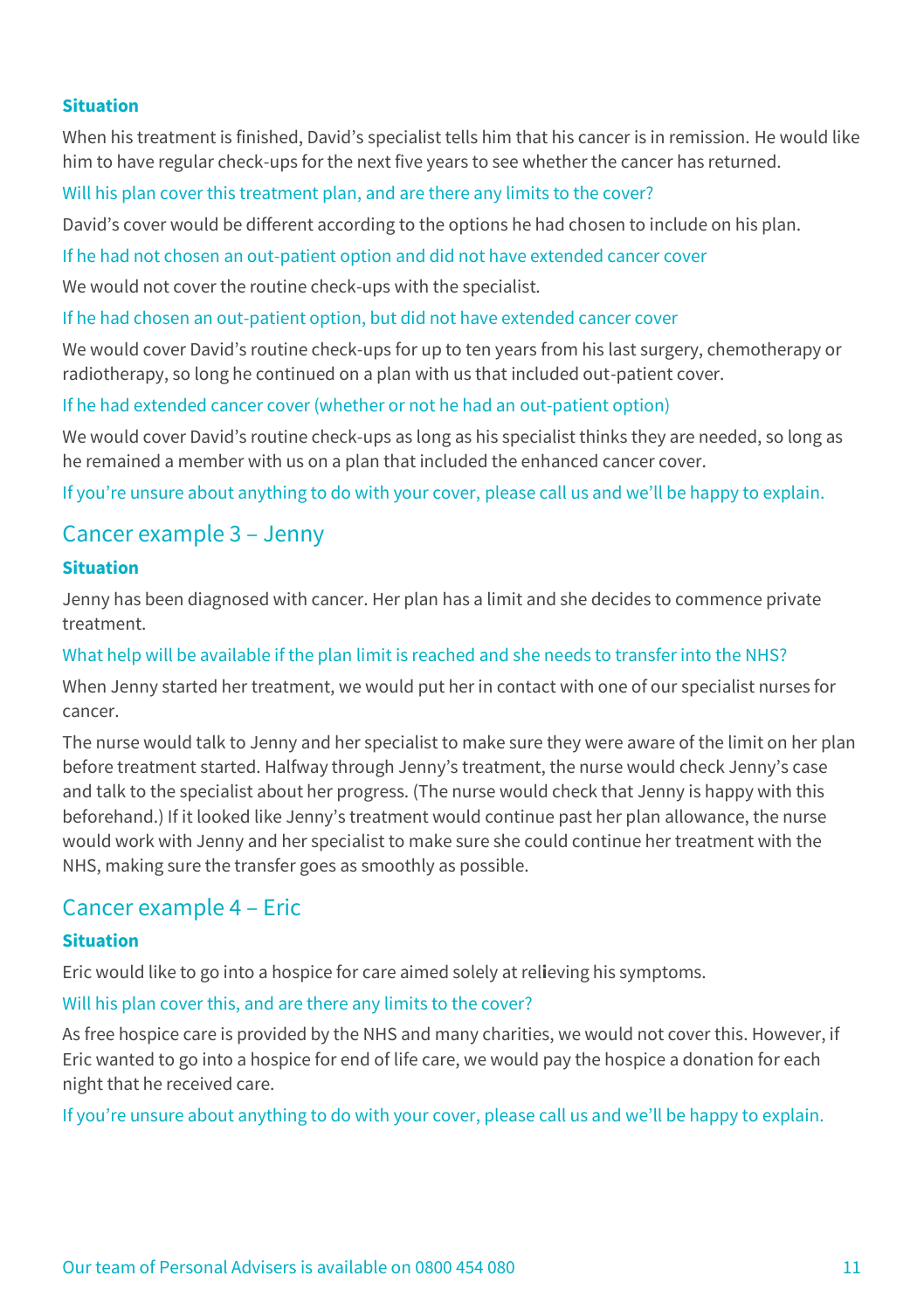**Situation**

When his treatment is finished, David's specialist tells him that his cancer is in remission. He would like him to have regular check-ups for the next five years to see whether the cancer has returned.

Will his plan cover this treatment plan, and are there any limits to the cover?

David's cover would be different according to the options he had chosen to include on his plan.

If he had not chosen an out-patient option and did not have extended cancer cover

We would not cover the routine check-ups with the specialist.

If he had chosen an out-patient option, but did not have extended cancer cover

We would cover David's routine check-ups for up to ten years from his last surgery, chemotherapy or radiotherapy, so long he continued on a plan with us that included out-patient cover.

If he had extended cancer cover (whether or not he had an out-patient option)

We would cover David's routine check-ups as long as his specialist thinks they are needed, so long as he remained a member with us on a plan that included the enhanced cancer cover.

If you're unsure about anything to do with your cover, please call us and we'll be happy to explain.

## Cancer example 3 – Jenny

**Situation**

Jenny has been diagnosed with cancer. Her plan has a limit and she decides to commence private treatment.

What help will be available if the plan limit is reached and she needs to transfer into the NHS?

When Jenny started her treatment, we would put her in contact with one of our specialist nurses for cancer.

The nurse would talk to Jenny and her specialist to make sure they were aware of the limit on her plan before treatment started. Halfway through Jenny's treatment, the nurse would check Jenny's case and talk to the specialist about her progress. (The nurse would check that Jenny is happy with this beforehand.) If it looked like Jenny's treatment would continue past her plan allowance, the nurse would work with Jenny and her specialist to make sure she could continue her treatment with the NHS, making sure the transfer goes as smoothly as possible.

## Cancer example 4 – Eric

**Situation**

Eric would like to go into a hospice for care aimed solely at relieving his symptoms.

Will his plan cover this, and are there any limits to the cover?

As free hospice care is provided by the NHS and many charities, we would not cover this. However, if Eric wanted to go into a hospice for end of life care, we would pay the hospice a donation for each night that he received care.

If you're unsure about anything to do with your cover, please call us and we'll be happy to explain.

Our team of Personal Advisers is available on 0800 454 080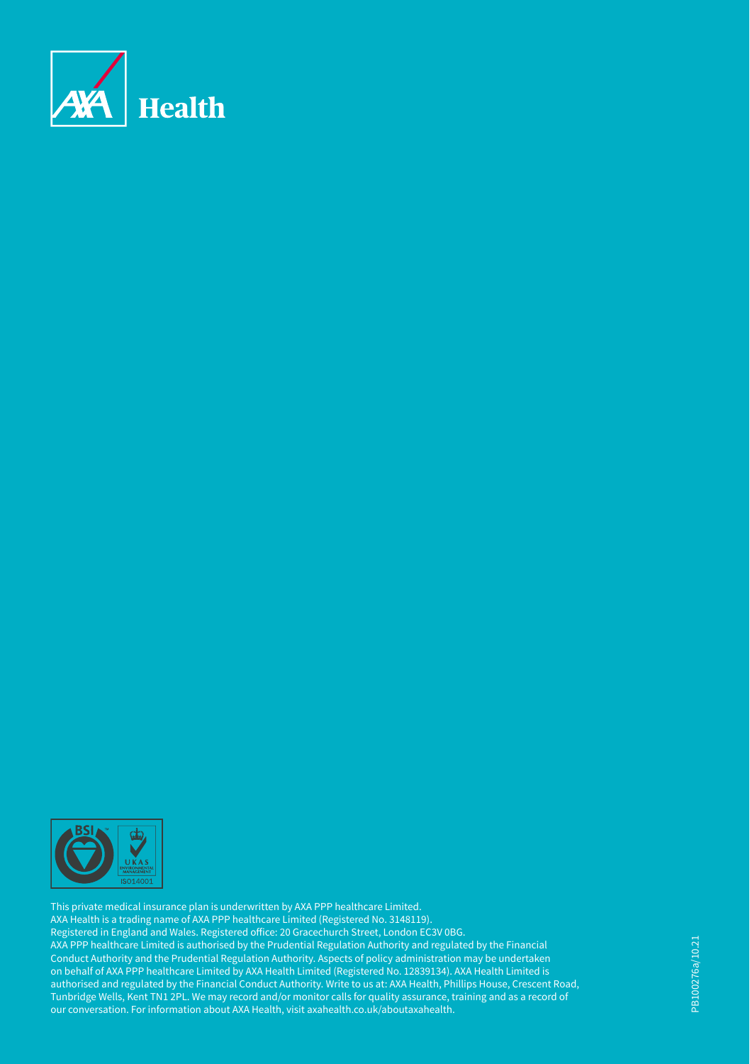# Health

BSI ISO14001 UKAS ENVIRONMENTAL MANAGEMENT

This private medical insurance plan is underwritten by AXA PPP healthcare Limited.
AXA Health is a trading name of AXA PPP healthcare Limited (Registered No. 3148119).
Registered in England and Wales. Registered office: 20 Gracechurch Street, London EC3V 0BG.
AXA PPP healthcare Limited is authorised by the Prudential Regulation Authority and regulated by the Financial Conduct Authority and the Prudential Regulation Authority. Aspects of policy administration may be undertaken on behalf of AXA PPP healthcare Limited by AXA Health Limited (Registered No. 12839134). AXA Health Limited is authorised and regulated by the Financial Conduct Authority. Write to us at: AXA Health, Phillips House, Crescent Road, Tunbridge Wells, Kent TN1 2PL. We may record and/or monitor calls for quality assurance, training and as a record of our conversation. For information about AXA Health, visit axahealth.co.uk/aboutaxahealth.

PB100276a/10.21